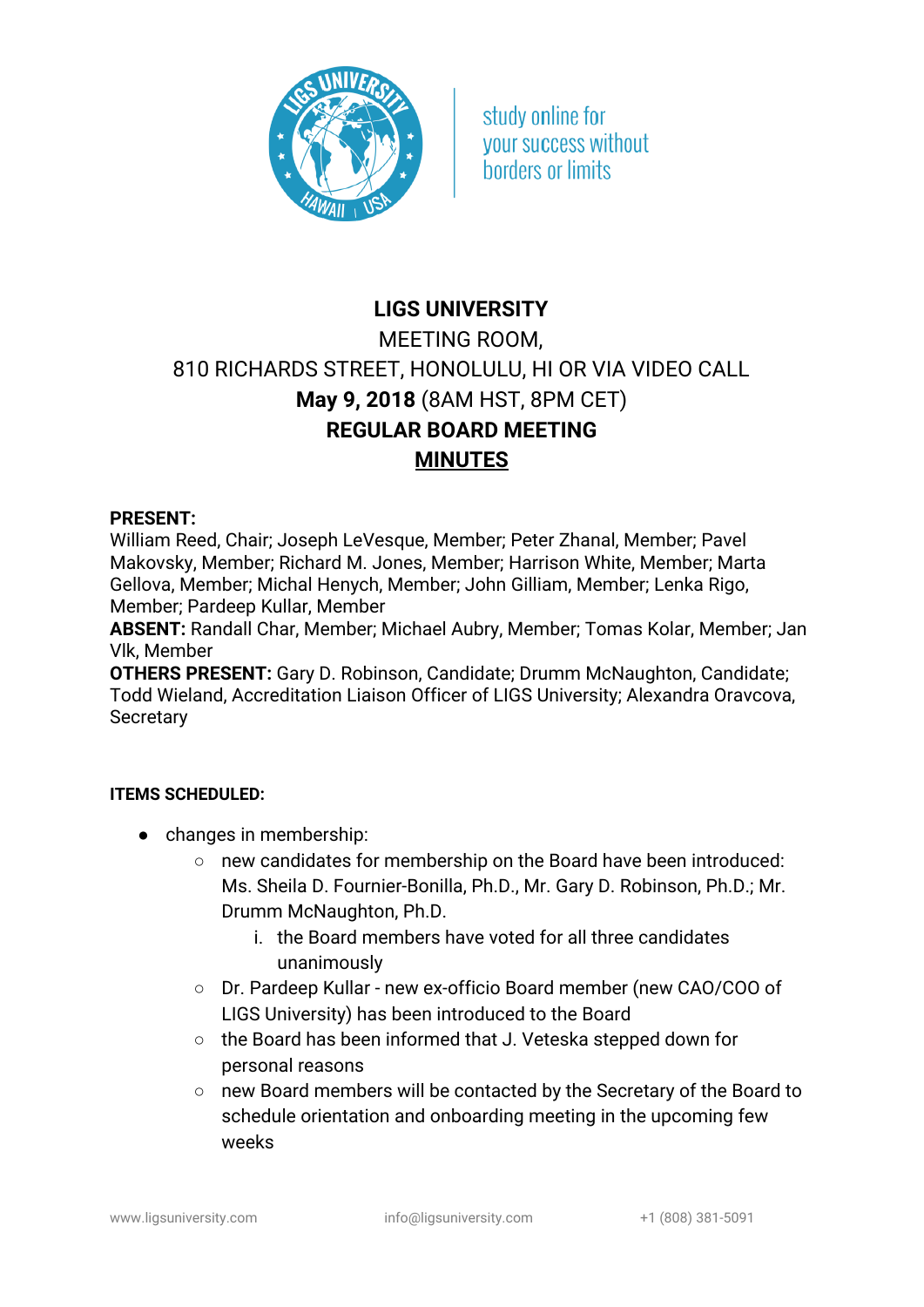study online for
your success without
borders or limits

# LIGS UNIVERSITY

MEETING ROOM,
810 RICHARDS STREET, HONOLULU, HI OR VIA VIDEO CALL
**May 9, 2018** (8AM HST, 8PM CET)
**REGULAR BOARD MEETING**
**MINUTES**

**PRESENT:**
William Reed, Chair; Joseph LeVesque, Member; Peter Zhanal, Member; Pavel Makovsky, Member; Richard M. Jones, Member; Harrison White, Member; Marta Gellova, Member; Michal Henych, Member; John Gilliam, Member; Lenka Rigo, Member; Pardeep Kullar, Member
**ABSENT:** Randall Char, Member; Michael Aubry, Member; Tomas Kolar, Member; Jan Vlk, Member
**OTHERS PRESENT:** Gary D. Robinson, Candidate; Drumm McNaughton, Candidate; Todd Wieland, Accreditation Liaison Officer of LIGS University; Alexandra Oravcova, Secretary

**ITEMS SCHEDULED:**

- changes in membership:
    - new candidates for membership on the Board have been introduced: Ms. Sheila D. Fournier-Bonilla, Ph.D., Mr. Gary D. Robinson, Ph.D.; Mr. Drumm McNaughton, Ph.D.
        1. the Board members have voted for all three candidates unanimously
    - Dr. Pardeep Kullar - new ex-officio Board member (new CAO/COO of LIGS University) has been introduced to the Board
    - the Board has been informed that J. Veteska stepped down for personal reasons
    - new Board members will be contacted by the Secretary of the Board to schedule orientation and onboarding meeting in the upcoming few weeks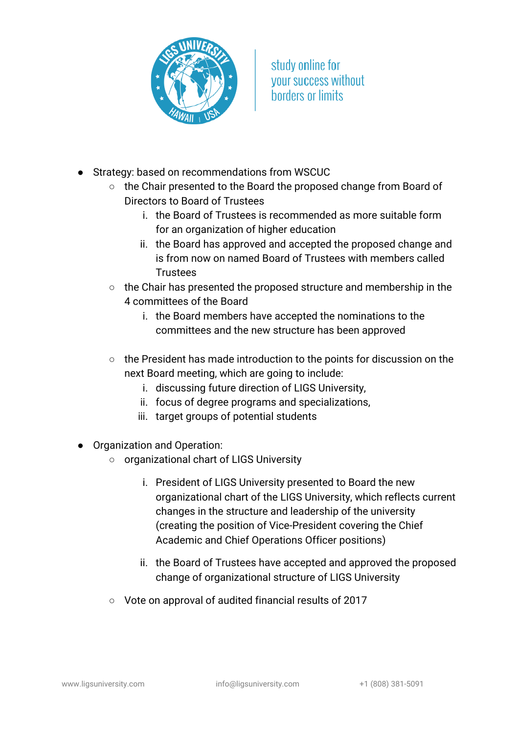- Strategy: based on recommendations from WSCUC
  - the Chair presented to the Board the proposed change from Board of Directors to Board of Trustees
    1. the Board of Trustees is recommended as more suitable form for an organization of higher education
    2. the Board has approved and accepted the proposed change and is from now on named Board of Trustees with members called Trustees
  - the Chair has presented the proposed structure and membership in the 4 committees of the Board
    1. the Board members have accepted the nominations to the committees and the new structure has been approved
  - the President has made introduction to the points for discussion on the next Board meeting, which are going to include:
    1. discussing future direction of LIGS University,
    2. focus of degree programs and specializations,
    3. target groups of potential students

- Organization and Operation:
  - organizational chart of LIGS University
    1. President of LIGS University presented to Board the new organizational chart of the LIGS University, which reflects current changes in the structure and leadership of the university (creating the position of Vice-President covering the Chief Academic and Chief Operations Officer positions)
    2. the Board of Trustees have accepted and approved the proposed change of organizational structure of LIGS University
  - Vote on approval of audited financial results of 2017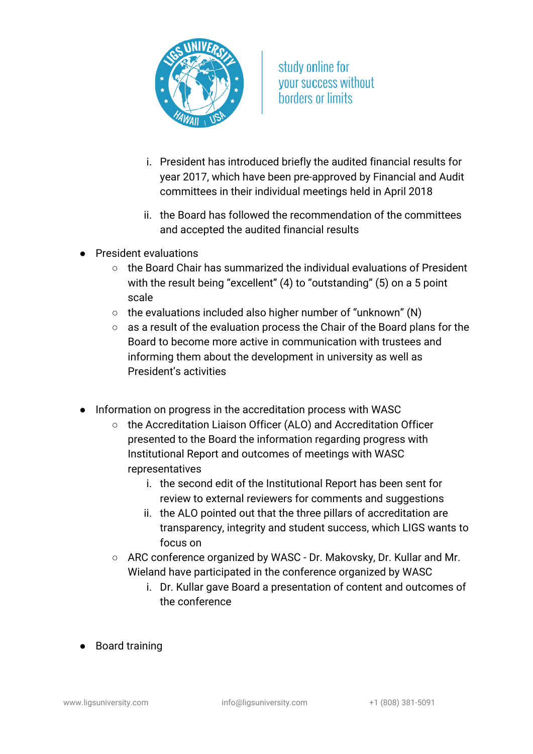i. President has introduced briefly the audited financial results for year 2017, which have been pre-approved by Financial and Audit committees in their individual meetings held in April 2018
   ii. the Board has followed the recommendation of the committees and accepted the audited financial results

- President evaluations
  - the Board Chair has summarized the individual evaluations of President with the result being "excellent" (4) to "outstanding" (5) on a 5 point scale
  - the evaluations included also higher number of "unknown" (N)
  - as a result of the evaluation process the Chair of the Board plans for the Board to become more active in communication with trustees and informing them about the development in university as well as President's activities

- Information on progress in the accreditation process with WASC
  - the Accreditation Liaison Officer (ALO) and Accreditation Officer presented to the Board the information regarding progress with Institutional Report and outcomes of meetings with WASC representatives
    i. the second edit of the Institutional Report has been sent for review to external reviewers for comments and suggestions
    ii. the ALO pointed out that the three pillars of accreditation are transparency, integrity and student success, which LIGS wants to focus on
  - ARC conference organized by WASC - Dr. Makovsky, Dr. Kullar and Mr. Wieland have participated in the conference organized by WASC
    i. Dr. Kullar gave Board a presentation of content and outcomes of the conference

- Board training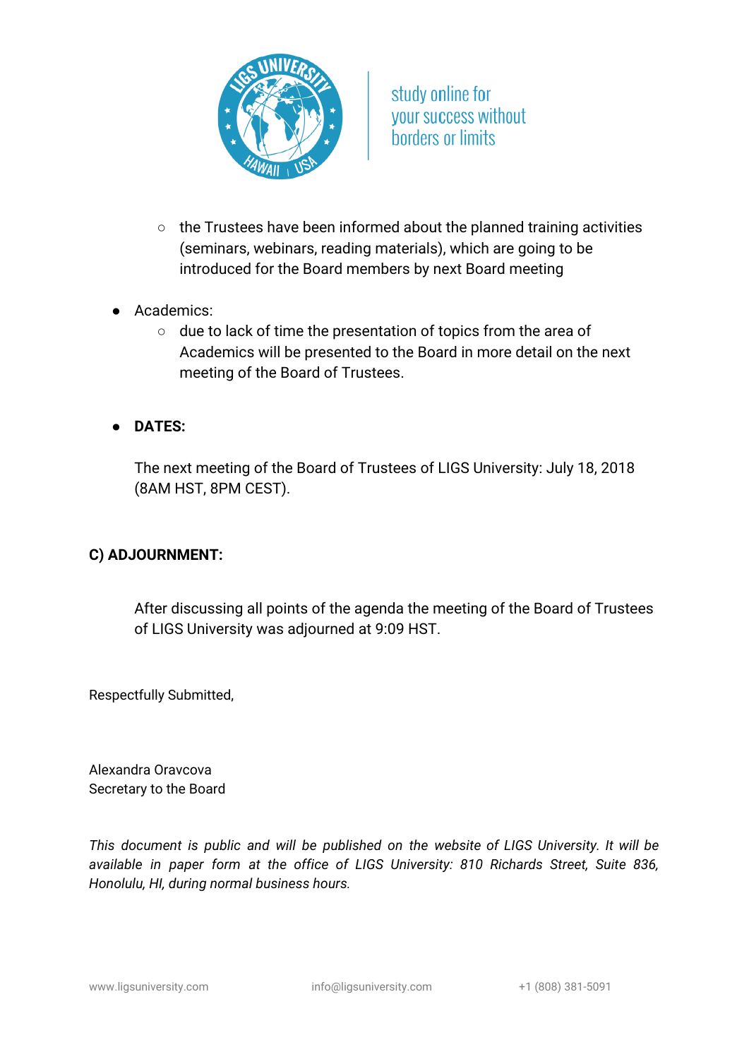- the Trustees have been informed about the planned training activities (seminars, webinars, reading materials), which are going to be introduced for the Board members by next Board meeting

- Academics:
    - due to lack of time the presentation of topics from the area of Academics will be presented to the Board in more detail on the next meeting of the Board of Trustees.

- **DATES:**

  The next meeting of the Board of Trustees of LIGS University: July 18, 2018 (8AM HST, 8PM CEST).

**C) ADJOURNMENT:**

After discussing all points of the agenda the meeting of the Board of Trustees of LIGS University was adjourned at 9:09 HST.

Respectfully Submitted,

Alexandra Oravcova
Secretary to the Board

*This document is public and will be published on the website of LIGS University. It will be available in paper form at the office of LIGS University: 810 Richards Street, Suite 836, Honolulu, HI, during normal business hours.*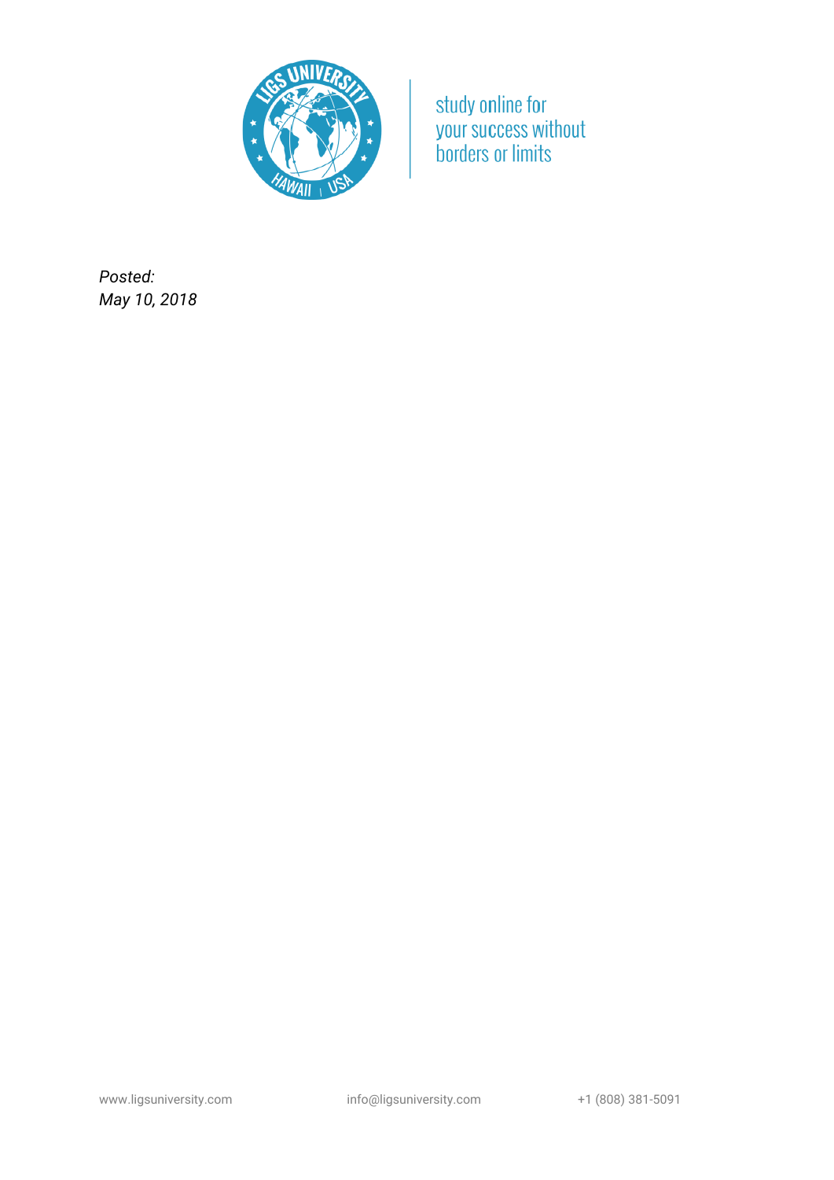*Posted:*
*May 10, 2018*